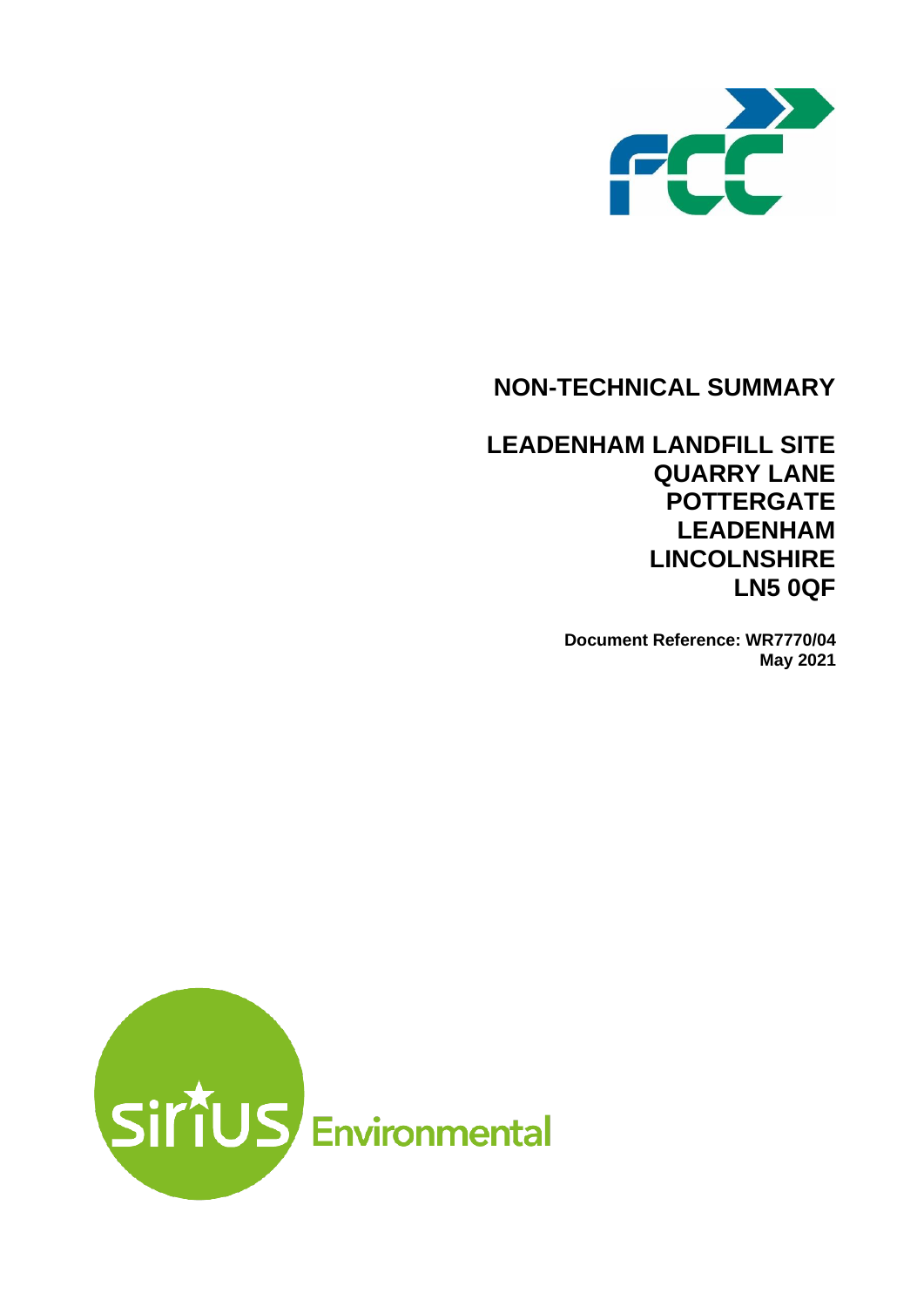# NON-TECHNICAL SUMMARY

## LEADENHAM LANDFILL SITE
## QUARRY LANE
## POTTERGATE
## LEADENHAM
## LINCOLNSHIRE
## LN5 0QF

**Document Reference: WR7770/04**
**May 2021**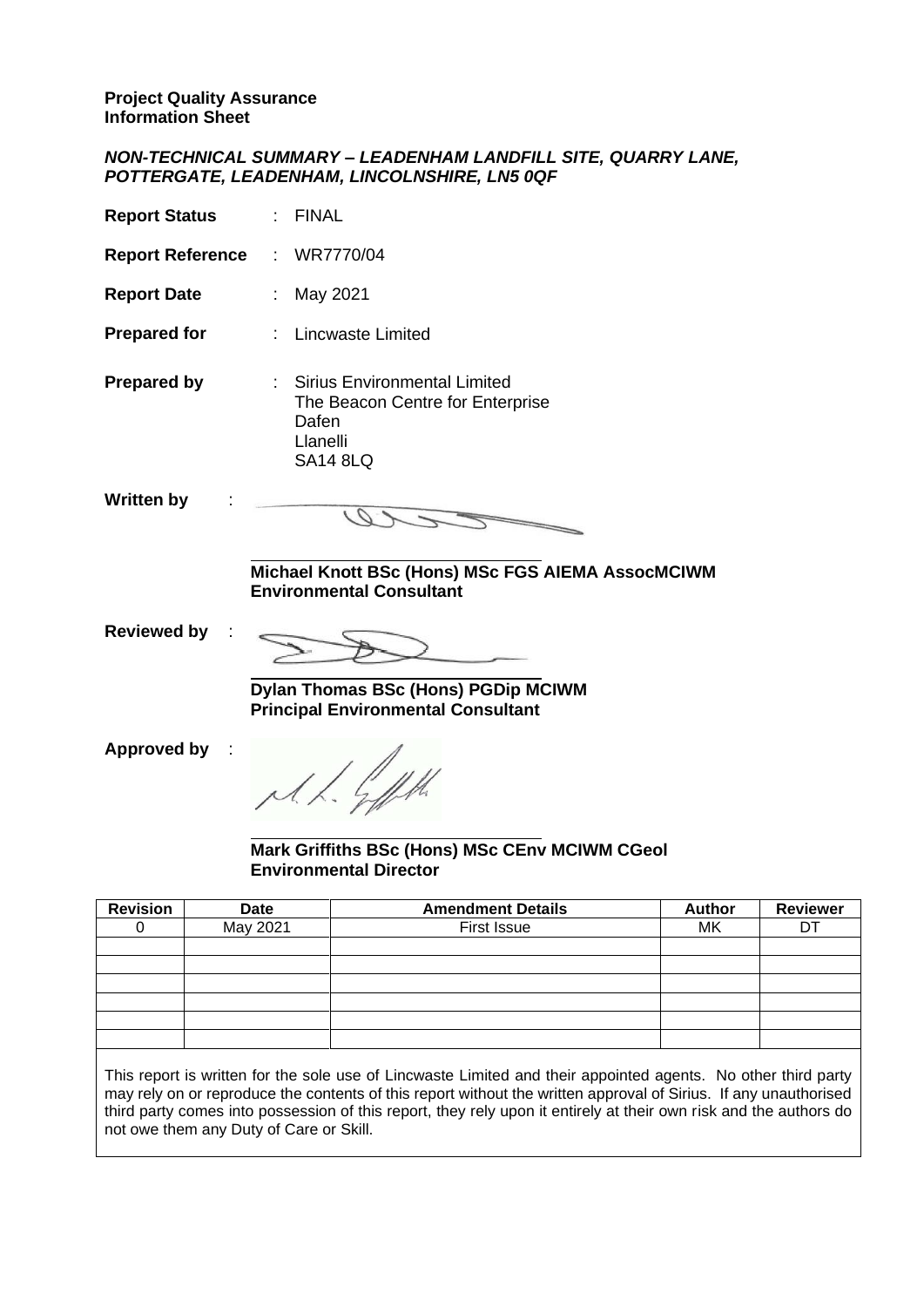**Project Quality Assurance**
**Information Sheet**

***NON-TECHNICAL SUMMARY – LEADENHAM LANDFILL SITE, QUARRY LANE, POTTERGATE, LEADENHAM, LINCOLNSHIRE, LN5 0QF***

**Report Status** : FINAL

**Report Reference** : WR7770/04

**Report Date** : May 2021

**Prepared for** : Lincwaste Limited

**Prepared by** : Sirius Environmental Limited
The Beacon Centre for Enterprise
Dafen
Llanelli
SA14 8LQ

**Written by** :

**Michael Knott BSc (Hons) MSc FGS AIEMA AssocMCIWM**
**Environmental Consultant**

**Reviewed by** :

**Dylan Thomas BSc (Hons) PGDip MCIWM**
**Principal Environmental Consultant**

**Approved by** :

**Mark Griffiths BSc (Hons) MSc CEnv MCIWM CGeol**
**Environmental Director**

| Revision | Date | Amendment Details | Author | Reviewer |
|---|---|---|---|---|
| 0 | May 2021 | First Issue | MK | DT |
| | | | | |
| | | | | |
| | | | | |
| | | | | |
| | | | | |
| | | | | |

This report is written for the sole use of Lincwaste Limited and their appointed agents. No other third party may rely on or reproduce the contents of this report without the written approval of Sirius. If any unauthorised third party comes into possession of this report, they rely upon it entirely at their own risk and the authors do not owe them any Duty of Care or Skill.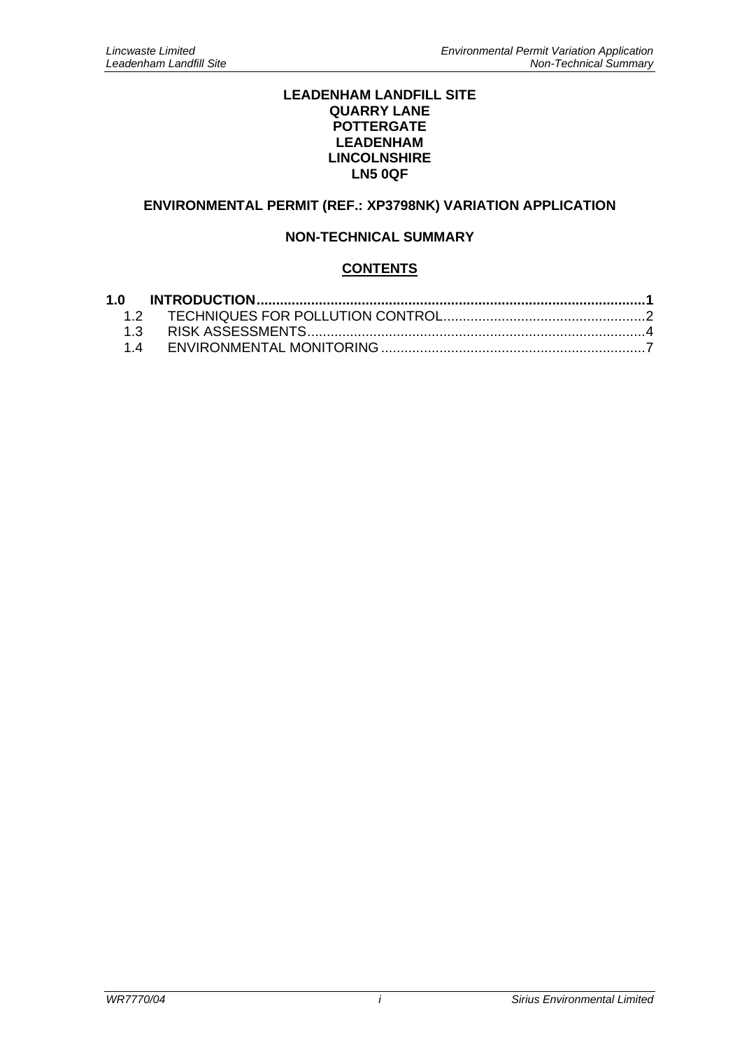**LEADENHAM LANDFILL SITE**
**QUARRY LANE**
**POTTERGATE**
**LEADENHAM**
**LINCOLNSHIRE**
**LN5 0QF**

**ENVIRONMENTAL PERMIT (REF.: XP3798NK) VARIATION APPLICATION**

**NON-TECHNICAL SUMMARY**

**CONTENTS**

| | | |
|---|---|---|
| **1.0** | **INTRODUCTION** | **1** |
| 1.2 | TECHNIQUES FOR POLLUTION CONTROL | 2 |
| 1.3 | RISK ASSESSMENTS | 4 |
| 1.4 | ENVIRONMENTAL MONITORING | 7 |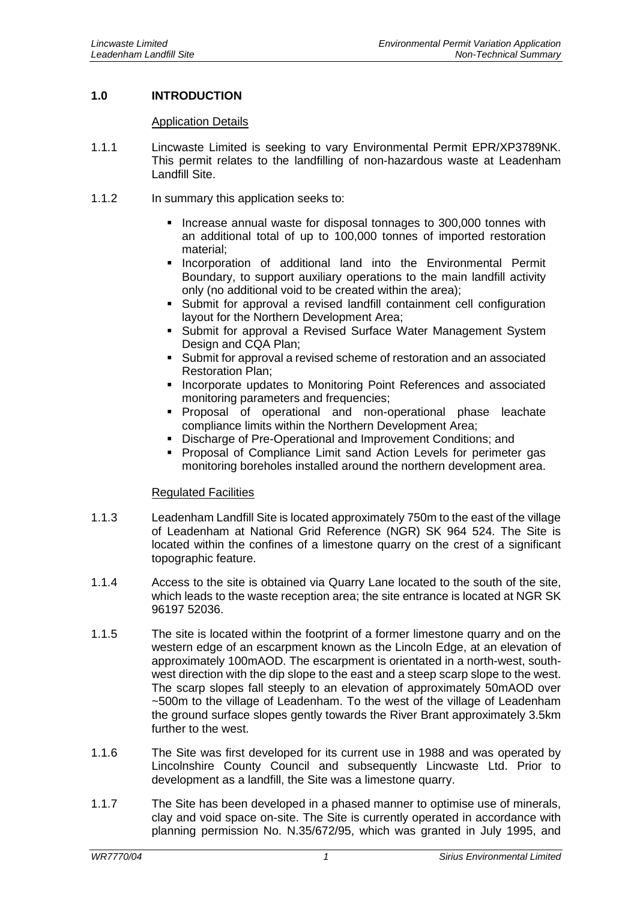## 1.0 INTRODUCTION

Application Details

1.1.1 Lincwaste Limited is seeking to vary Environmental Permit EPR/XP3789NK. This permit relates to the landfilling of non-hazardous waste at Leadenham Landfill Site.

1.1.2 In summary this application seeks to:

- Increase annual waste for disposal tonnages to 300,000 tonnes with an additional total of up to 100,000 tonnes of imported restoration material;
- Incorporation of additional land into the Environmental Permit Boundary, to support auxiliary operations to the main landfill activity only (no additional void to be created within the area);
- Submit for approval a revised landfill containment cell configuration layout for the Northern Development Area;
- Submit for approval a Revised Surface Water Management System Design and CQA Plan;
- Submit for approval a revised scheme of restoration and an associated Restoration Plan;
- Incorporate updates to Monitoring Point References and associated monitoring parameters and frequencies;
- Proposal of operational and non-operational phase leachate compliance limits within the Northern Development Area;
- Discharge of Pre-Operational and Improvement Conditions; and
- Proposal of Compliance Limit sand Action Levels for perimeter gas monitoring boreholes installed around the northern development area.

Regulated Facilities

1.1.3 Leadenham Landfill Site is located approximately 750m to the east of the village of Leadenham at National Grid Reference (NGR) SK 964 524. The Site is located within the confines of a limestone quarry on the crest of a significant topographic feature.

1.1.4 Access to the site is obtained via Quarry Lane located to the south of the site, which leads to the waste reception area; the site entrance is located at NGR SK 96197 52036.

1.1.5 The site is located within the footprint of a former limestone quarry and on the western edge of an escarpment known as the Lincoln Edge, at an elevation of approximately 100mAOD. The escarpment is orientated in a north-west, south-west direction with the dip slope to the east and a steep scarp slope to the west. The scarp slopes fall steeply to an elevation of approximately 50mAOD over ~500m to the village of Leadenham. To the west of the village of Leadenham the ground surface slopes gently towards the River Brant approximately 3.5km further to the west.

1.1.6 The Site was first developed for its current use in 1988 and was operated by Lincolnshire County Council and subsequently Lincwaste Ltd. Prior to development as a landfill, the Site was a limestone quarry.

1.1.7 The Site has been developed in a phased manner to optimise use of minerals, clay and void space on-site. The Site is currently operated in accordance with planning permission No. N.35/672/95, which was granted in July 1995, and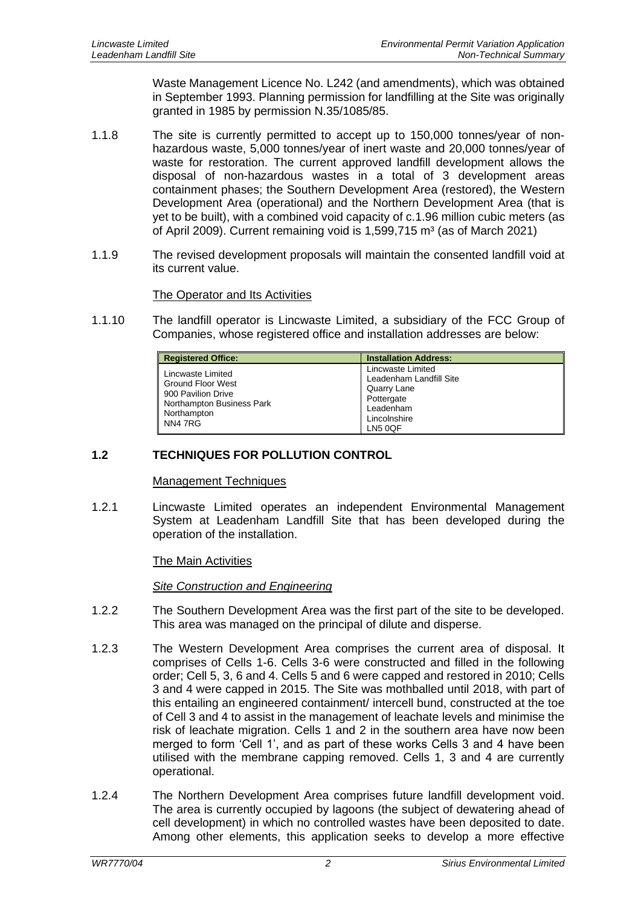Waste Management Licence No. L242 (and amendments), which was obtained in September 1993. Planning permission for landfilling at the Site was originally granted in 1985 by permission N.35/1085/85.

1.1.8 The site is currently permitted to accept up to 150,000 tonnes/year of non-hazardous waste, 5,000 tonnes/year of inert waste and 20,000 tonnes/year of waste for restoration. The current approved landfill development allows the disposal of non-hazardous wastes in a total of 3 development areas containment phases; the Southern Development Area (restored), the Western Development Area (operational) and the Northern Development Area (that is yet to be built), with a combined void capacity of c.1.96 million cubic meters (as of April 2009). Current remaining void is 1,599,715 m³ (as of March 2021)

1.1.9 The revised development proposals will maintain the consented landfill void at its current value.

The Operator and Its Activities

1.1.10 The landfill operator is Lincwaste Limited, a subsidiary of the FCC Group of Companies, whose registered office and installation addresses are below:

| Registered Office: | Installation Address: |
|---|---|
| Lincwaste Limited<br>Ground Floor West<br>900 Pavilion Drive<br>Northampton Business Park<br>Northampton<br>NN4 7RG | Lincwaste Limited<br>Leadenham Landfill Site<br>Quarry Lane<br>Pottergate<br>Leadenham<br>Lincolnshire<br>LN5 0QF |

## 1.2 TECHNIQUES FOR POLLUTION CONTROL

Management Techniques

1.2.1 Lincwaste Limited operates an independent Environmental Management System at Leadenham Landfill Site that has been developed during the operation of the installation.

The Main Activities

*Site Construction and Engineering*

1.2.2 The Southern Development Area was the first part of the site to be developed. This area was managed on the principal of dilute and disperse.

1.2.3 The Western Development Area comprises the current area of disposal. It comprises of Cells 1-6. Cells 3-6 were constructed and filled in the following order; Cell 5, 3, 6 and 4. Cells 5 and 6 were capped and restored in 2010; Cells 3 and 4 were capped in 2015. The Site was mothballed until 2018, with part of this entailing an engineered containment/ intercell bund, constructed at the toe of Cell 3 and 4 to assist in the management of leachate levels and minimise the risk of leachate migration. Cells 1 and 2 in the southern area have now been merged to form 'Cell 1', and as part of these works Cells 3 and 4 have been utilised with the membrane capping removed. Cells 1, 3 and 4 are currently operational.

1.2.4 The Northern Development Area comprises future landfill development void. The area is currently occupied by lagoons (the subject of dewatering ahead of cell development) in which no controlled wastes have been deposited to date. Among other elements, this application seeks to develop a more effective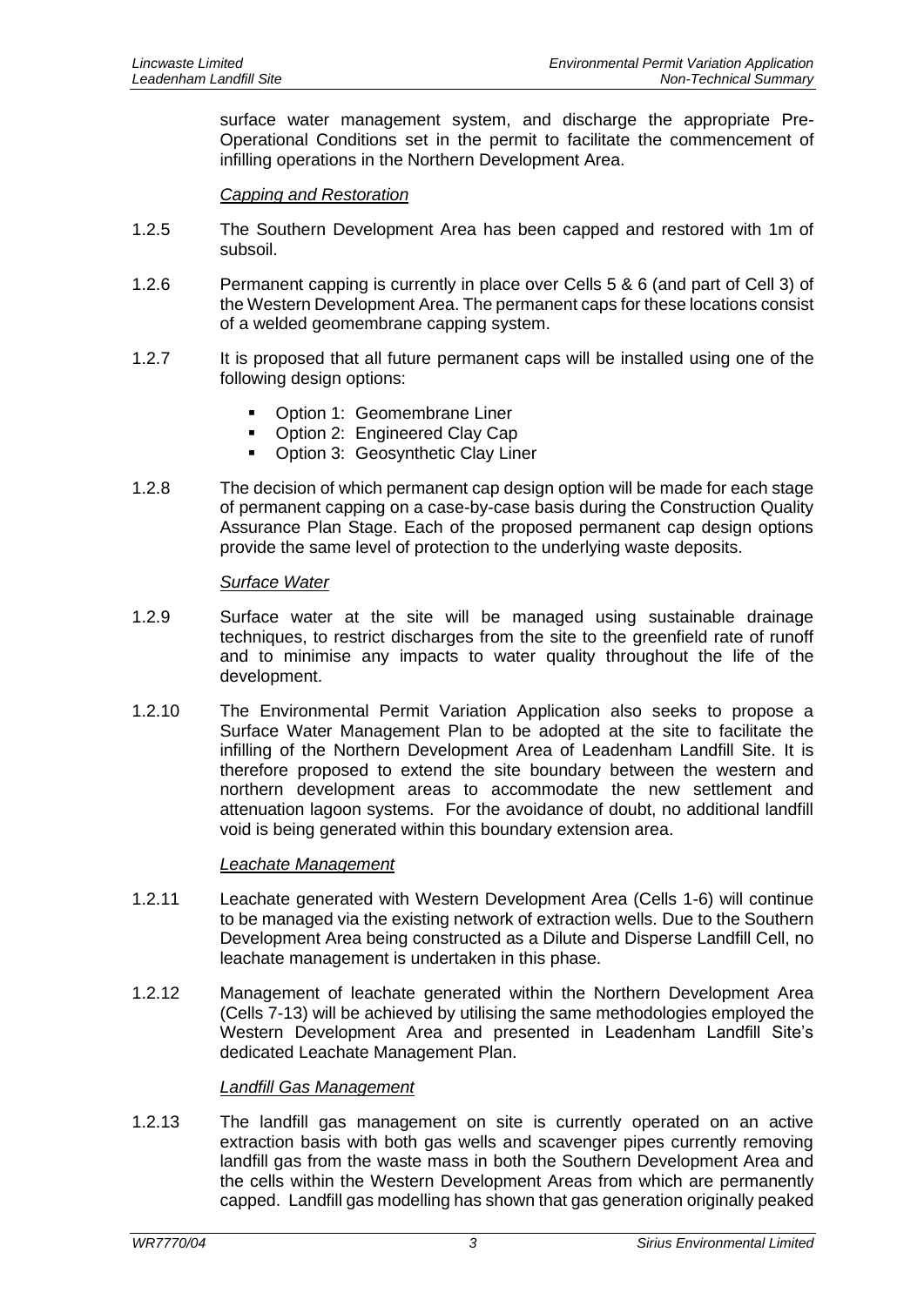surface water management system, and discharge the appropriate Pre-Operational Conditions set in the permit to facilitate the commencement of infilling operations in the Northern Development Area.

*Capping and Restoration*

1.2.5 The Southern Development Area has been capped and restored with 1m of subsoil.

1.2.6 Permanent capping is currently in place over Cells 5 & 6 (and part of Cell 3) of the Western Development Area. The permanent caps for these locations consist of a welded geomembrane capping system.

1.2.7 It is proposed that all future permanent caps will be installed using one of the following design options:

- Option 1: Geomembrane Liner
- Option 2: Engineered Clay Cap
- Option 3: Geosynthetic Clay Liner

1.2.8 The decision of which permanent cap design option will be made for each stage of permanent capping on a case-by-case basis during the Construction Quality Assurance Plan Stage. Each of the proposed permanent cap design options provide the same level of protection to the underlying waste deposits.

*Surface Water*

1.2.9 Surface water at the site will be managed using sustainable drainage techniques, to restrict discharges from the site to the greenfield rate of runoff and to minimise any impacts to water quality throughout the life of the development.

1.2.10 The Environmental Permit Variation Application also seeks to propose a Surface Water Management Plan to be adopted at the site to facilitate the infilling of the Northern Development Area of Leadenham Landfill Site. It is therefore proposed to extend the site boundary between the western and northern development areas to accommodate the new settlement and attenuation lagoon systems. For the avoidance of doubt, no additional landfill void is being generated within this boundary extension area.

*Leachate Management*

1.2.11 Leachate generated with Western Development Area (Cells 1-6) will continue to be managed via the existing network of extraction wells. Due to the Southern Development Area being constructed as a Dilute and Disperse Landfill Cell, no leachate management is undertaken in this phase.

1.2.12 Management of leachate generated within the Northern Development Area (Cells 7-13) will be achieved by utilising the same methodologies employed the Western Development Area and presented in Leadenham Landfill Site's dedicated Leachate Management Plan.

*Landfill Gas Management*

1.2.13 The landfill gas management on site is currently operated on an active extraction basis with both gas wells and scavenger pipes currently removing landfill gas from the waste mass in both the Southern Development Area and the cells within the Western Development Areas from which are permanently capped. Landfill gas modelling has shown that gas generation originally peaked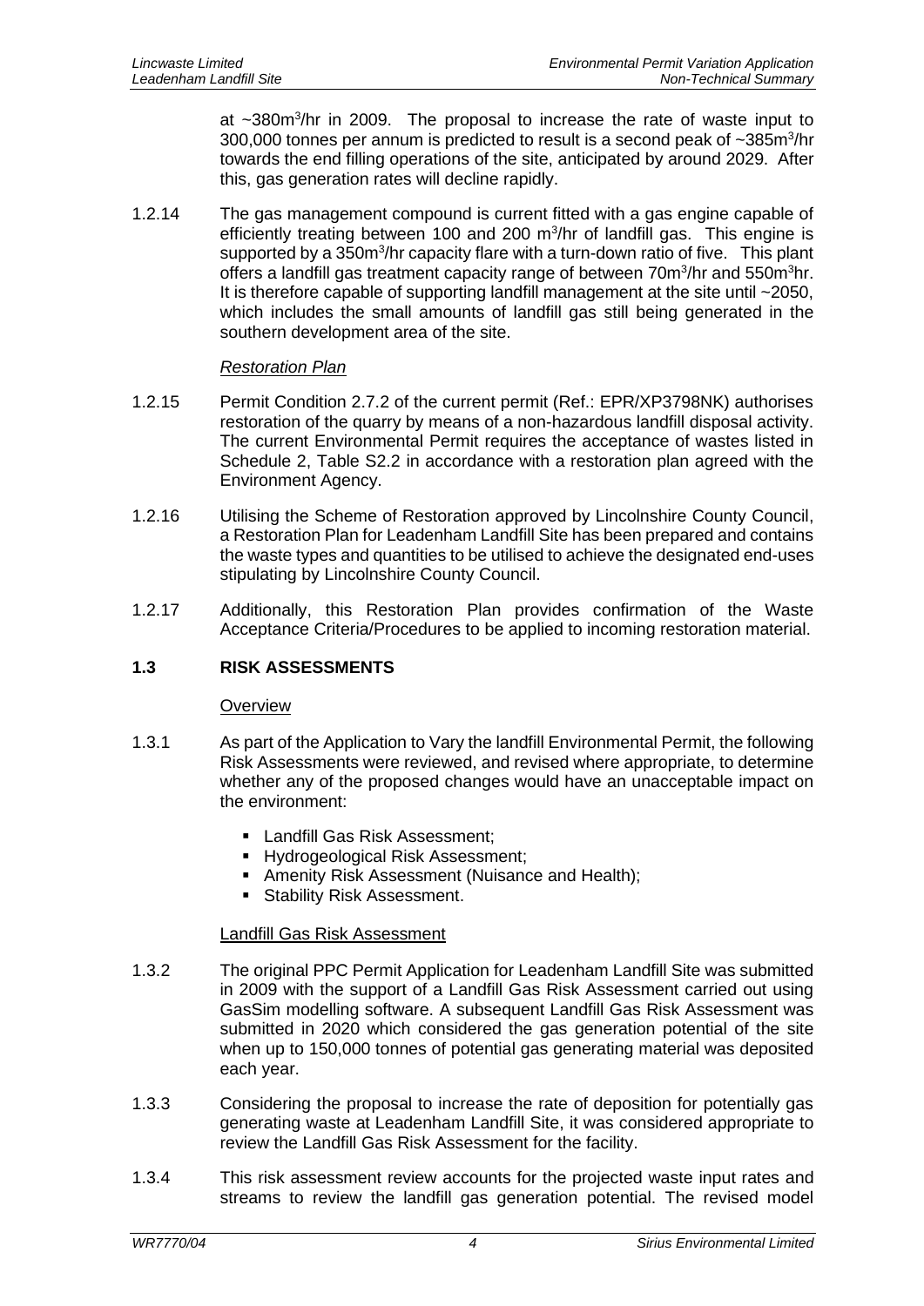at ~380m$^3$/hr in 2009. The proposal to increase the rate of waste input to 300,000 tonnes per annum is predicted to result is a second peak of ~385m$^3$/hr towards the end filling operations of the site, anticipated by around 2029. After this, gas generation rates will decline rapidly.

1.2.14 The gas management compound is current fitted with a gas engine capable of efficiently treating between 100 and 200 m$^3$/hr of landfill gas. This engine is supported by a 350m$^3$/hr capacity flare with a turn-down ratio of five. This plant offers a landfill gas treatment capacity range of between 70m$^3$/hr and 550m$^3$hr. It is therefore capable of supporting landfill management at the site until ~2050, which includes the small amounts of landfill gas still being generated in the southern development area of the site.

*Restoration Plan*

1.2.15 Permit Condition 2.7.2 of the current permit (Ref.: EPR/XP3798NK) authorises restoration of the quarry by means of a non-hazardous landfill disposal activity. The current Environmental Permit requires the acceptance of wastes listed in Schedule 2, Table S2.2 in accordance with a restoration plan agreed with the Environment Agency.

1.2.16 Utilising the Scheme of Restoration approved by Lincolnshire County Council, a Restoration Plan for Leadenham Landfill Site has been prepared and contains the waste types and quantities to be utilised to achieve the designated end-uses stipulating by Lincolnshire County Council.

1.2.17 Additionally, this Restoration Plan provides confirmation of the Waste Acceptance Criteria/Procedures to be applied to incoming restoration material.

## 1.3 RISK ASSESSMENTS

Overview

1.3.1 As part of the Application to Vary the landfill Environmental Permit, the following Risk Assessments were reviewed, and revised where appropriate, to determine whether any of the proposed changes would have an unacceptable impact on the environment:

- Landfill Gas Risk Assessment;
- Hydrogeological Risk Assessment;
- Amenity Risk Assessment (Nuisance and Health);
- Stability Risk Assessment.

Landfill Gas Risk Assessment

1.3.2 The original PPC Permit Application for Leadenham Landfill Site was submitted in 2009 with the support of a Landfill Gas Risk Assessment carried out using GasSim modelling software. A subsequent Landfill Gas Risk Assessment was submitted in 2020 which considered the gas generation potential of the site when up to 150,000 tonnes of potential gas generating material was deposited each year.

1.3.3 Considering the proposal to increase the rate of deposition for potentially gas generating waste at Leadenham Landfill Site, it was considered appropriate to review the Landfill Gas Risk Assessment for the facility.

1.3.4 This risk assessment review accounts for the projected waste input rates and streams to review the landfill gas generation potential. The revised model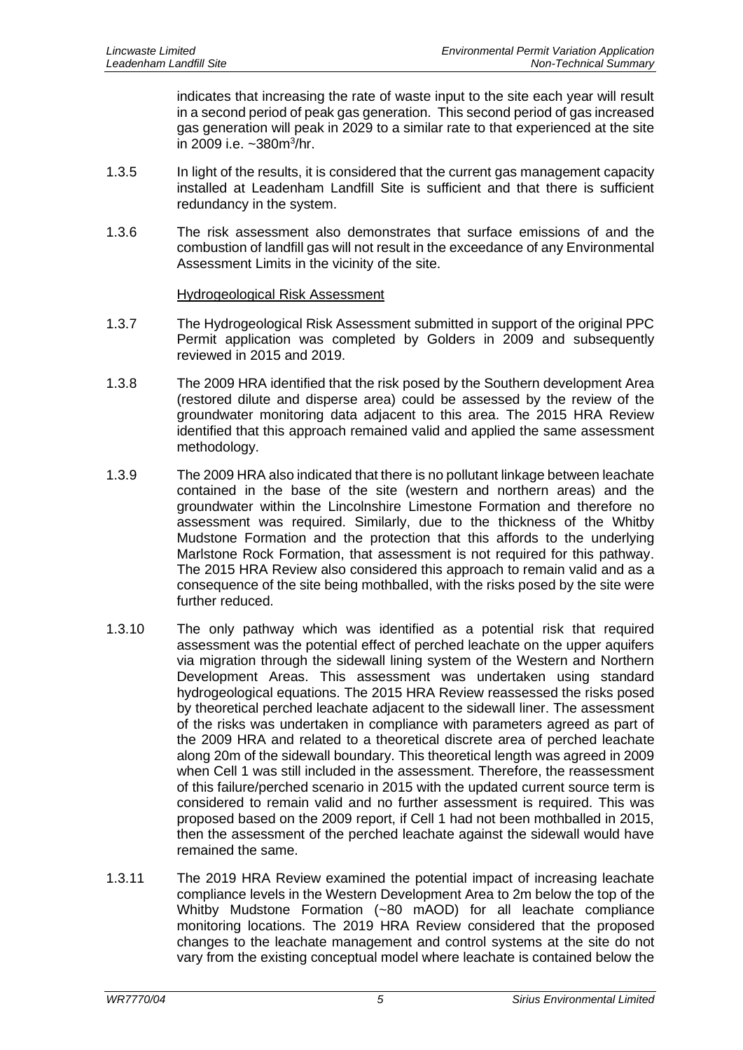indicates that increasing the rate of waste input to the site each year will result in a second period of peak gas generation. This second period of gas increased gas generation will peak in 2029 to a similar rate to that experienced at the site in 2009 i.e. ~380m$^3$/hr.

1.3.5 In light of the results, it is considered that the current gas management capacity installed at Leadenham Landfill Site is sufficient and that there is sufficient redundancy in the system.

1.3.6 The risk assessment also demonstrates that surface emissions of and the combustion of landfill gas will not result in the exceedance of any Environmental Assessment Limits in the vicinity of the site.

Hydrogeological Risk Assessment

1.3.7 The Hydrogeological Risk Assessment submitted in support of the original PPC Permit application was completed by Golders in 2009 and subsequently reviewed in 2015 and 2019.

1.3.8 The 2009 HRA identified that the risk posed by the Southern development Area (restored dilute and disperse area) could be assessed by the review of the groundwater monitoring data adjacent to this area. The 2015 HRA Review identified that this approach remained valid and applied the same assessment methodology.

1.3.9 The 2009 HRA also indicated that there is no pollutant linkage between leachate contained in the base of the site (western and northern areas) and the groundwater within the Lincolnshire Limestone Formation and therefore no assessment was required. Similarly, due to the thickness of the Whitby Mudstone Formation and the protection that this affords to the underlying Marlstone Rock Formation, that assessment is not required for this pathway. The 2015 HRA Review also considered this approach to remain valid and as a consequence of the site being mothballed, with the risks posed by the site were further reduced.

1.3.10 The only pathway which was identified as a potential risk that required assessment was the potential effect of perched leachate on the upper aquifers via migration through the sidewall lining system of the Western and Northern Development Areas. This assessment was undertaken using standard hydrogeological equations. The 2015 HRA Review reassessed the risks posed by theoretical perched leachate adjacent to the sidewall liner. The assessment of the risks was undertaken in compliance with parameters agreed as part of the 2009 HRA and related to a theoretical discrete area of perched leachate along 20m of the sidewall boundary. This theoretical length was agreed in 2009 when Cell 1 was still included in the assessment. Therefore, the reassessment of this failure/perched scenario in 2015 with the updated current source term is considered to remain valid and no further assessment is required. This was proposed based on the 2009 report, if Cell 1 had not been mothballed in 2015, then the assessment of the perched leachate against the sidewall would have remained the same.

1.3.11 The 2019 HRA Review examined the potential impact of increasing leachate compliance levels in the Western Development Area to 2m below the top of the Whitby Mudstone Formation (~80 mAOD) for all leachate compliance monitoring locations. The 2019 HRA Review considered that the proposed changes to the leachate management and control systems at the site do not vary from the existing conceptual model where leachate is contained below the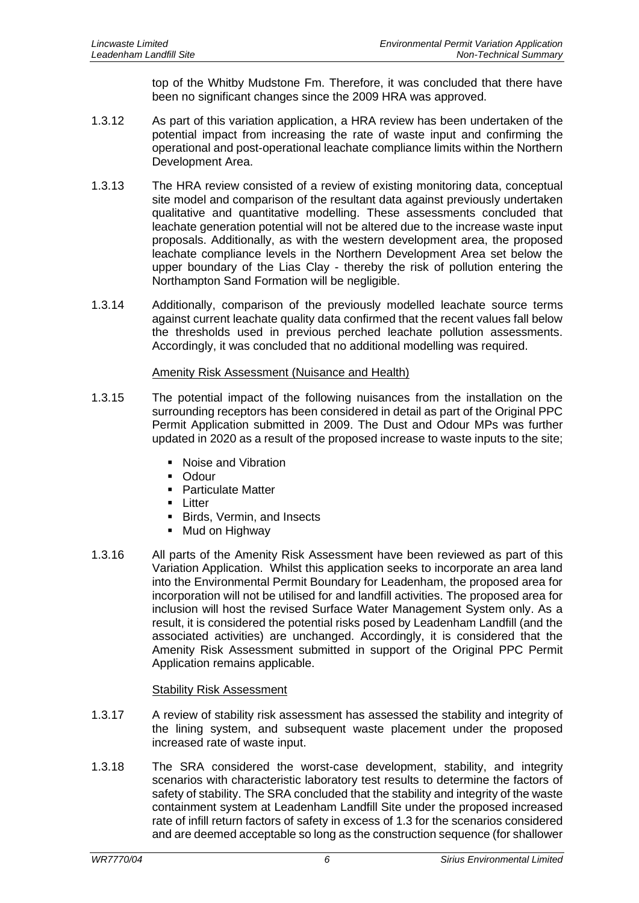top of the Whitby Mudstone Fm. Therefore, it was concluded that there have been no significant changes since the 2009 HRA was approved.

1.3.12 As part of this variation application, a HRA review has been undertaken of the potential impact from increasing the rate of waste input and confirming the operational and post-operational leachate compliance limits within the Northern Development Area.

1.3.13 The HRA review consisted of a review of existing monitoring data, conceptual site model and comparison of the resultant data against previously undertaken qualitative and quantitative modelling. These assessments concluded that leachate generation potential will not be altered due to the increase waste input proposals. Additionally, as with the western development area, the proposed leachate compliance levels in the Northern Development Area set below the upper boundary of the Lias Clay - thereby the risk of pollution entering the Northampton Sand Formation will be negligible.

1.3.14 Additionally, comparison of the previously modelled leachate source terms against current leachate quality data confirmed that the recent values fall below the thresholds used in previous perched leachate pollution assessments. Accordingly, it was concluded that no additional modelling was required.

Amenity Risk Assessment (Nuisance and Health)

1.3.15 The potential impact of the following nuisances from the installation on the surrounding receptors has been considered in detail as part of the Original PPC Permit Application submitted in 2009. The Dust and Odour MPs was further updated in 2020 as a result of the proposed increase to waste inputs to the site;

- Noise and Vibration
- Odour
- Particulate Matter
- Litter
- Birds, Vermin, and Insects
- Mud on Highway

1.3.16 All parts of the Amenity Risk Assessment have been reviewed as part of this Variation Application. Whilst this application seeks to incorporate an area land into the Environmental Permit Boundary for Leadenham, the proposed area for incorporation will not be utilised for and landfill activities. The proposed area for inclusion will host the revised Surface Water Management System only. As a result, it is considered the potential risks posed by Leadenham Landfill (and the associated activities) are unchanged. Accordingly, it is considered that the Amenity Risk Assessment submitted in support of the Original PPC Permit Application remains applicable.

Stability Risk Assessment

1.3.17 A review of stability risk assessment has assessed the stability and integrity of the lining system, and subsequent waste placement under the proposed increased rate of waste input.

1.3.18 The SRA considered the worst-case development, stability, and integrity scenarios with characteristic laboratory test results to determine the factors of safety of stability. The SRA concluded that the stability and integrity of the waste containment system at Leadenham Landfill Site under the proposed increased rate of infill return factors of safety in excess of 1.3 for the scenarios considered and are deemed acceptable so long as the construction sequence (for shallower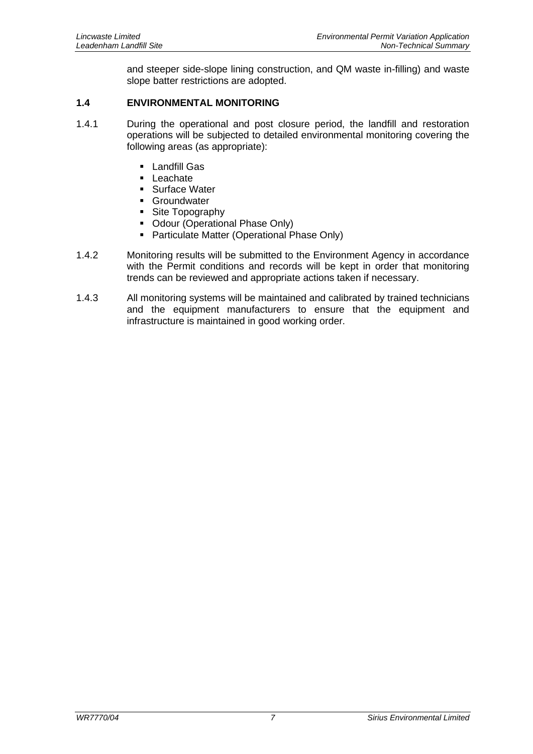and steeper side-slope lining construction, and QM waste in-filling) and waste slope batter restrictions are adopted.

## 1.4 ENVIRONMENTAL MONITORING

1.4.1 During the operational and post closure period, the landfill and restoration operations will be subjected to detailed environmental monitoring covering the following areas (as appropriate):

- Landfill Gas
- Leachate
- Surface Water
- Groundwater
- Site Topography
- Odour (Operational Phase Only)
- Particulate Matter (Operational Phase Only)

1.4.2 Monitoring results will be submitted to the Environment Agency in accordance with the Permit conditions and records will be kept in order that monitoring trends can be reviewed and appropriate actions taken if necessary.

1.4.3 All monitoring systems will be maintained and calibrated by trained technicians and the equipment manufacturers to ensure that the equipment and infrastructure is maintained in good working order.